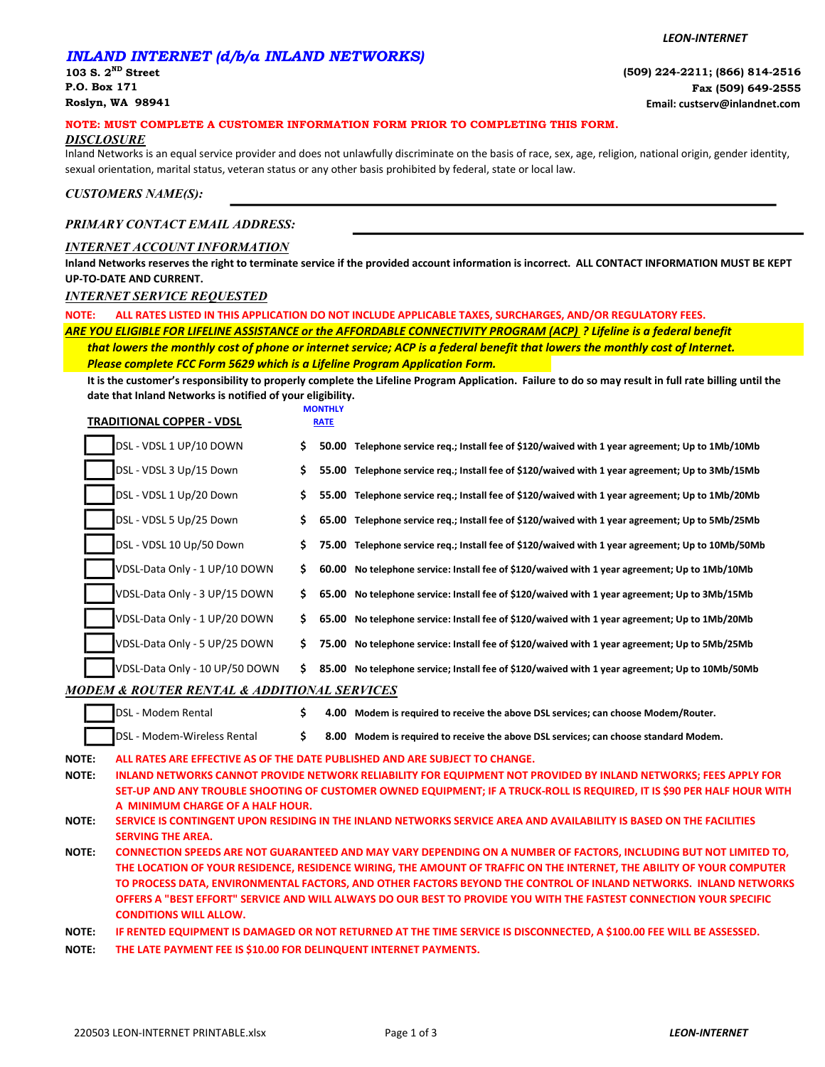# *INLAND INTERNET (d/b/a INLAND NETWORKS)*

**103 S. 2ND Street**
**P.O. Box 171**
**Roslyn, WA 98941**

**(509) 224-2211; (866) 814-2516**
**Fax (509) 649-2555**
**Email: custserv@inlandnet.com**

**NOTE: MUST COMPLETE A CUSTOMER INFORMATION FORM PRIOR TO COMPLETING THIS FORM.**

***DISCLOSURE***

Inland Networks is an equal service provider and does not unlawfully discriminate on the basis of race, sex, age, religion, national origin, gender identity, sexual orientation, marital status, veteran status or any other basis prohibited by federal, state or local law.

*CUSTOMERS NAME(S):* ______________________________

*PRIMARY CONTACT EMAIL ADDRESS:* ______________________________

***INTERNET ACCOUNT INFORMATION***

**Inland Networks reserves the right to terminate service if the provided account information is incorrect. ALL CONTACT INFORMATION MUST BE KEPT UP-TO-DATE AND CURRENT.**

***INTERNET SERVICE REQUESTED***

**NOTE: ALL RATES LISTED IN THIS APPLICATION DO NOT INCLUDE APPLICABLE TAXES, SURCHARGES, AND/OR REGULATORY FEES.**

***ARE YOU ELIGIBLE FOR LIFELINE ASSISTANCE or the AFFORDABLE CONNECTIVITY PROGRAM (ACP) ? Lifeline is a federal benefit that lowers the monthly cost of phone or internet service; ACP is a federal benefit that lowers the monthly cost of Internet. Please complete FCC Form 5629 which is a Lifeline Program Application Form.***

**It is the customer's responsibility to properly complete the Lifeline Program Application. Failure to do so may result in full rate billing until the date that Inland Networks is notified of your eligibility.**

| | TRADITIONAL COPPER - VDSL | MONTHLY RATE | |
|---|---|---|---|
| ☐ | DSL - VDSL 1 UP/10 DOWN | $ 50.00 | Telephone service req.; Install fee of $120/waived with 1 year agreement; Up to 1Mb/10Mb |
| ☐ | DSL - VDSL 3 Up/15 Down | $ 55.00 | Telephone service req.; Install fee of $120/waived with 1 year agreement; Up to 3Mb/15Mb |
| ☐ | DSL - VDSL 1 Up/20 Down | $ 55.00 | Telephone service req.; Install fee of $120/waived with 1 year agreement; Up to 1Mb/20Mb |
| ☐ | DSL - VDSL 5 Up/25 Down | $ 65.00 | Telephone service req.; Install fee of $120/waived with 1 year agreement; Up to 5Mb/25Mb |
| ☐ | DSL - VDSL 10 Up/50 Down | $ 75.00 | Telephone service req.; Install fee of $120/waived with 1 year agreement; Up to 10Mb/50Mb |
| ☐ | VDSL-Data Only - 1 UP/10 DOWN | $ 60.00 | No telephone service: Install fee of $120/waived with 1 year agreement; Up to 1Mb/10Mb |
| ☐ | VDSL-Data Only - 3 UP/15 DOWN | $ 65.00 | No telephone service: Install fee of $120/waived with 1 year agreement; Up to 3Mb/15Mb |
| ☐ | VDSL-Data Only - 1 UP/20 DOWN | $ 65.00 | No telephone service: Install fee of $120/waived with 1 year agreement; Up to 1Mb/20Mb |
| ☐ | VDSL-Data Only - 5 UP/25 DOWN | $ 75.00 | No telephone service: Install fee of $120/waived with 1 year agreement; Up to 5Mb/25Mb |
| ☐ | VDSL-Data Only - 10 UP/50 DOWN | $ 85.00 | No telephone service; Install fee of $120/waived with 1 year agreement; Up to 10Mb/50Mb |

***MODEM & ROUTER RENTAL & ADDITIONAL SERVICES***

| | | | |
|---|---|---|---|
| ☐ | DSL - Modem Rental | $ 4.00 | Modem is required to receive the above DSL services; can choose Modem/Router. |
| ☐ | DSL - Modem-Wireless Rental | $ 8.00 | Modem is required to receive the above DSL services; can choose standard Modem. |

**NOTE:** **ALL RATES ARE EFFECTIVE AS OF THE DATE PUBLISHED AND ARE SUBJECT TO CHANGE.**

**NOTE:** **INLAND NETWORKS CANNOT PROVIDE NETWORK RELIABILITY FOR EQUIPMENT NOT PROVIDED BY INLAND NETWORKS; FEES APPLY FOR SET-UP AND ANY TROUBLE SHOOTING OF CUSTOMER OWNED EQUIPMENT; IF A TRUCK-ROLL IS REQUIRED, IT IS $90 PER HALF HOUR WITH A MINIMUM CHARGE OF A HALF HOUR.**

**NOTE:** **SERVICE IS CONTINGENT UPON RESIDING IN THE INLAND NETWORKS SERVICE AREA AND AVAILABILITY IS BASED ON THE FACILITIES SERVING THE AREA.**

**NOTE:** **CONNECTION SPEEDS ARE NOT GUARANTEED AND MAY VARY DEPENDING ON A NUMBER OF FACTORS, INCLUDING BUT NOT LIMITED TO, THE LOCATION OF YOUR RESIDENCE, RESIDENCE WIRING, THE AMOUNT OF TRAFFIC ON THE INTERNET, THE ABILITY OF YOUR COMPUTER TO PROCESS DATA, ENVIRONMENTAL FACTORS, AND OTHER FACTORS BEYOND THE CONTROL OF INLAND NETWORKS. INLAND NETWORKS OFFERS A "BEST EFFORT" SERVICE AND WILL ALWAYS DO OUR BEST TO PROVIDE YOU WITH THE FASTEST CONNECTION YOUR SPECIFIC CONDITIONS WILL ALLOW.**

**NOTE:** **IF RENTED EQUIPMENT IS DAMAGED OR NOT RETURNED AT THE TIME SERVICE IS DISCONNECTED, A $100.00 FEE WILL BE ASSESSED.**

**NOTE:** **THE LATE PAYMENT FEE IS $10.00 FOR DELINQUENT INTERNET PAYMENTS.**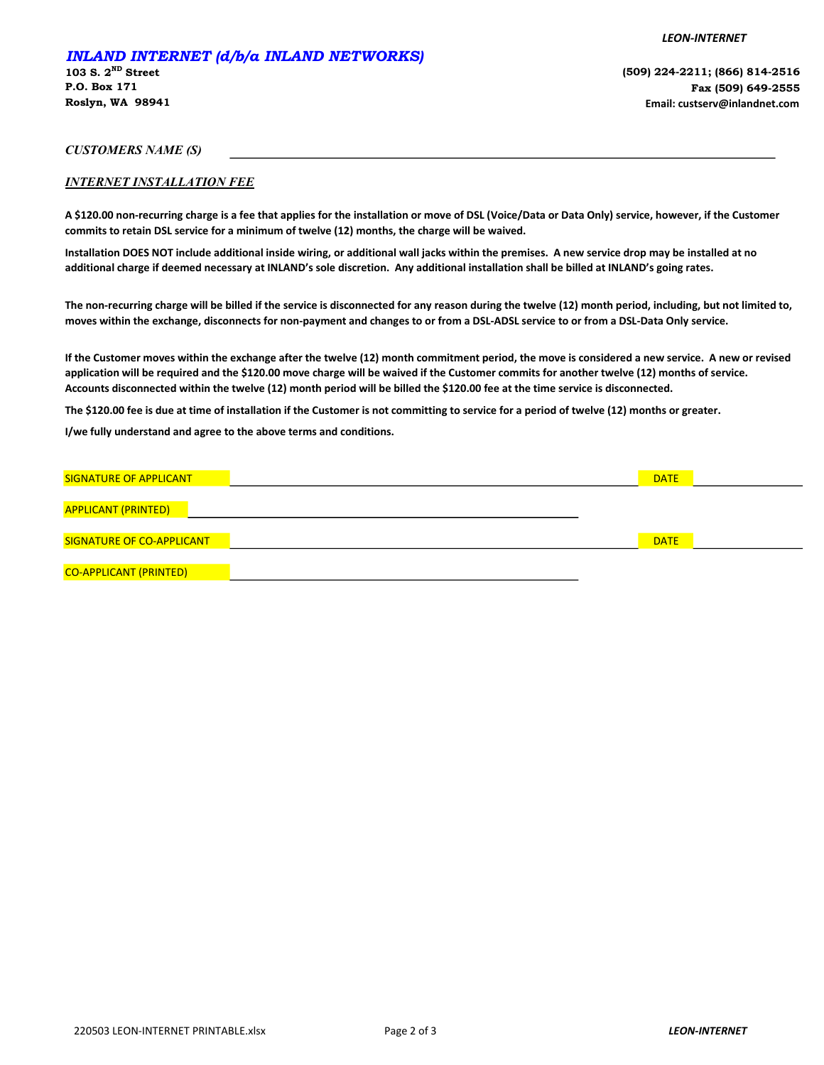## *INLAND INTERNET (d/b/a INLAND NETWORKS)*

**103 S. 2ND Street**
**P.O. Box 171**
**Roslyn, WA 98941**

**(509) 224-2211; (866) 814-2516**
**Fax (509) 649-2555**
**Email: custserv@inlandnet.com**

*CUSTOMERS NAME (S)* ________________________________________________

### *INTERNET INSTALLATION FEE*

**A $120.00 non-recurring charge is a fee that applies for the installation or move of DSL (Voice/Data or Data Only) service, however, if the Customer commits to retain DSL service for a minimum of twelve (12) months, the charge will be waived.**

**Installation DOES NOT include additional inside wiring, or additional wall jacks within the premises. A new service drop may be installed at no additional charge if deemed necessary at INLAND's sole discretion. Any additional installation shall be billed at INLAND's going rates.**

**The non-recurring charge will be billed if the service is disconnected for any reason during the twelve (12) month period, including, but not limited to, moves within the exchange, disconnects for non-payment and changes to or from a DSL-ADSL service to or from a DSL-Data Only service.**

**If the Customer moves within the exchange after the twelve (12) month commitment period, the move is considered a new service. A new or revised application will be required and the $120.00 move charge will be waived if the Customer commits for another twelve (12) months of service. Accounts disconnected within the twelve (12) month period will be billed the $120.00 fee at the time service is disconnected.**

**The $120.00 fee is due at time of installation if the Customer is not committing to service for a period of twelve (12) months or greater.**

**I/we fully understand and agree to the above terms and conditions.**

SIGNATURE OF APPLICANT ________________________________________ DATE ______________

APPLICANT (PRINTED) ________________________________________

SIGNATURE OF CO-APPLICANT ________________________________________ DATE ______________

CO-APPLICANT (PRINTED) ________________________________________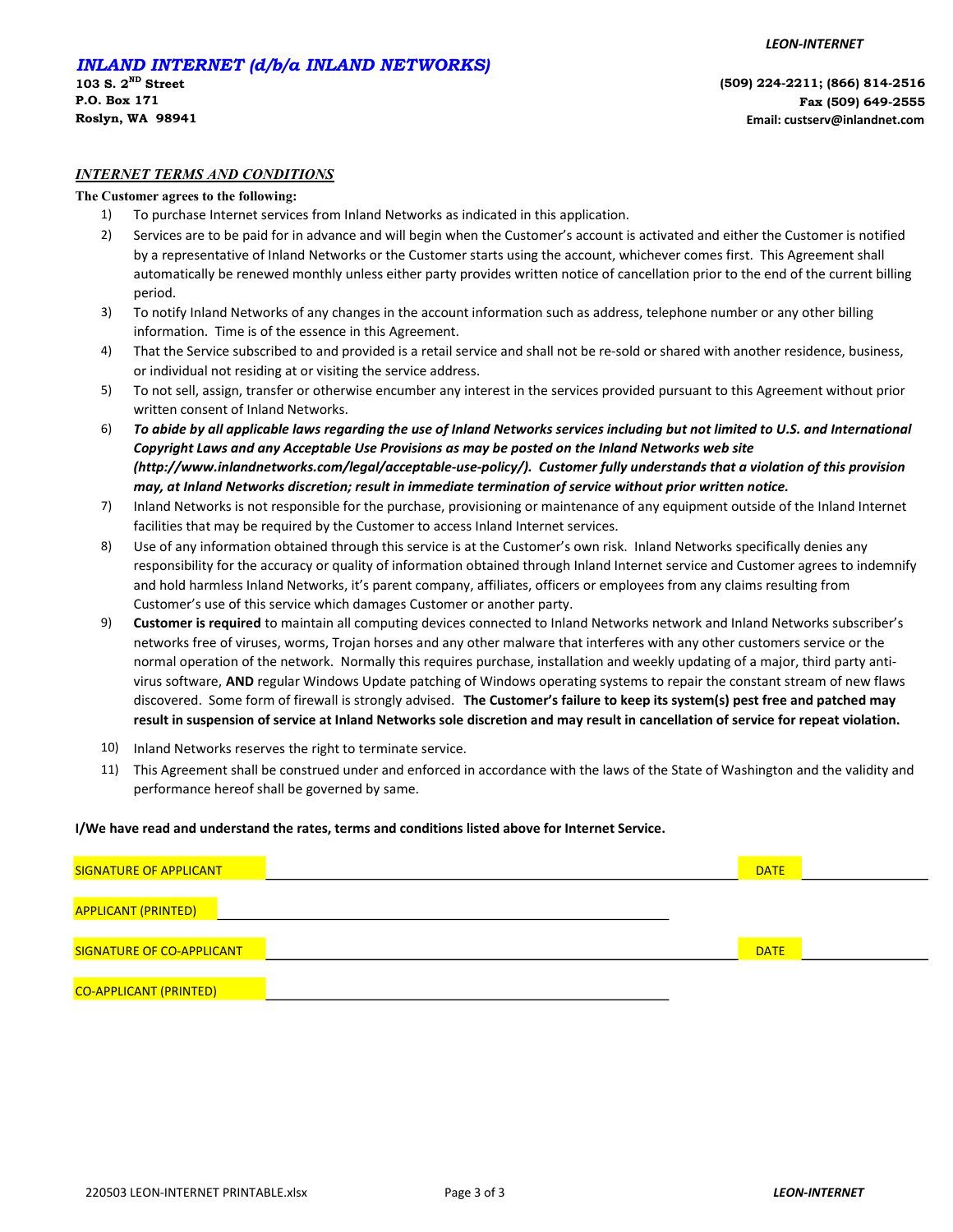## *INLAND INTERNET (d/b/a INLAND NETWORKS)*

**103 S. 2ND Street**
**P.O. Box 171**
**Roslyn, WA 98941**

**(509) 224-2211; (866) 814-2516**
**Fax (509) 649-2555**
**Email: custserv@inlandnet.com**

### *INTERNET TERMS AND CONDITIONS*

**The Customer agrees to the following:**

1) To purchase Internet services from Inland Networks as indicated in this application.
2) Services are to be paid for in advance and will begin when the Customer's account is activated and either the Customer is notified by a representative of Inland Networks or the Customer starts using the account, whichever comes first. This Agreement shall automatically be renewed monthly unless either party provides written notice of cancellation prior to the end of the current billing period.
3) To notify Inland Networks of any changes in the account information such as address, telephone number or any other billing information. Time is of the essence in this Agreement.
4) That the Service subscribed to and provided is a retail service and shall not be re-sold or shared with another residence, business, or individual not residing at or visiting the service address.
5) To not sell, assign, transfer or otherwise encumber any interest in the services provided pursuant to this Agreement without prior written consent of Inland Networks.
6) ***To abide by all applicable laws regarding the use of Inland Networks services including but not limited to U.S. and International Copyright Laws and any Acceptable Use Provisions as may be posted on the Inland Networks web site (http://www.inlandnetworks.com/legal/acceptable-use-policy/). Customer fully understands that a violation of this provision may, at Inland Networks discretion; result in immediate termination of service without prior written notice.***
7) Inland Networks is not responsible for the purchase, provisioning or maintenance of any equipment outside of the Inland Internet facilities that may be required by the Customer to access Inland Internet services.
8) Use of any information obtained through this service is at the Customer's own risk. Inland Networks specifically denies any responsibility for the accuracy or quality of information obtained through Inland Internet service and Customer agrees to indemnify and hold harmless Inland Networks, it's parent company, affiliates, officers or employees from any claims resulting from Customer's use of this service which damages Customer or another party.
9) **Customer is required** to maintain all computing devices connected to Inland Networks network and Inland Networks subscriber's networks free of viruses, worms, Trojan horses and any other malware that interferes with any other customers service or the normal operation of the network. Normally this requires purchase, installation and weekly updating of a major, third party anti-virus software, **AND** regular Windows Update patching of Windows operating systems to repair the constant stream of new flaws discovered. Some form of firewall is strongly advised. **The Customer's failure to keep its system(s) pest free and patched may result in suspension of service at Inland Networks sole discretion and may result in cancellation of service for repeat violation.**
10) Inland Networks reserves the right to terminate service.
11) This Agreement shall be construed under and enforced in accordance with the laws of the State of Washington and the validity and performance hereof shall be governed by same.

**I/We have read and understand the rates, terms and conditions listed above for Internet Service.**

SIGNATURE OF APPLICANT \_\_\_\_\_\_\_\_\_\_\_\_\_\_\_\_\_\_\_\_\_\_\_\_\_\_\_\_\_\_ DATE \_\_\_\_\_\_\_\_\_\_\_\_

APPLICANT (PRINTED) \_\_\_\_\_\_\_\_\_\_\_\_\_\_\_\_\_\_\_\_\_\_\_\_\_\_\_\_\_\_

SIGNATURE OF CO-APPLICANT \_\_\_\_\_\_\_\_\_\_\_\_\_\_\_\_\_\_\_\_\_\_\_\_\_\_\_\_\_\_ DATE \_\_\_\_\_\_\_\_\_\_\_\_

CO-APPLICANT (PRINTED) \_\_\_\_\_\_\_\_\_\_\_\_\_\_\_\_\_\_\_\_\_\_\_\_\_\_\_\_\_\_